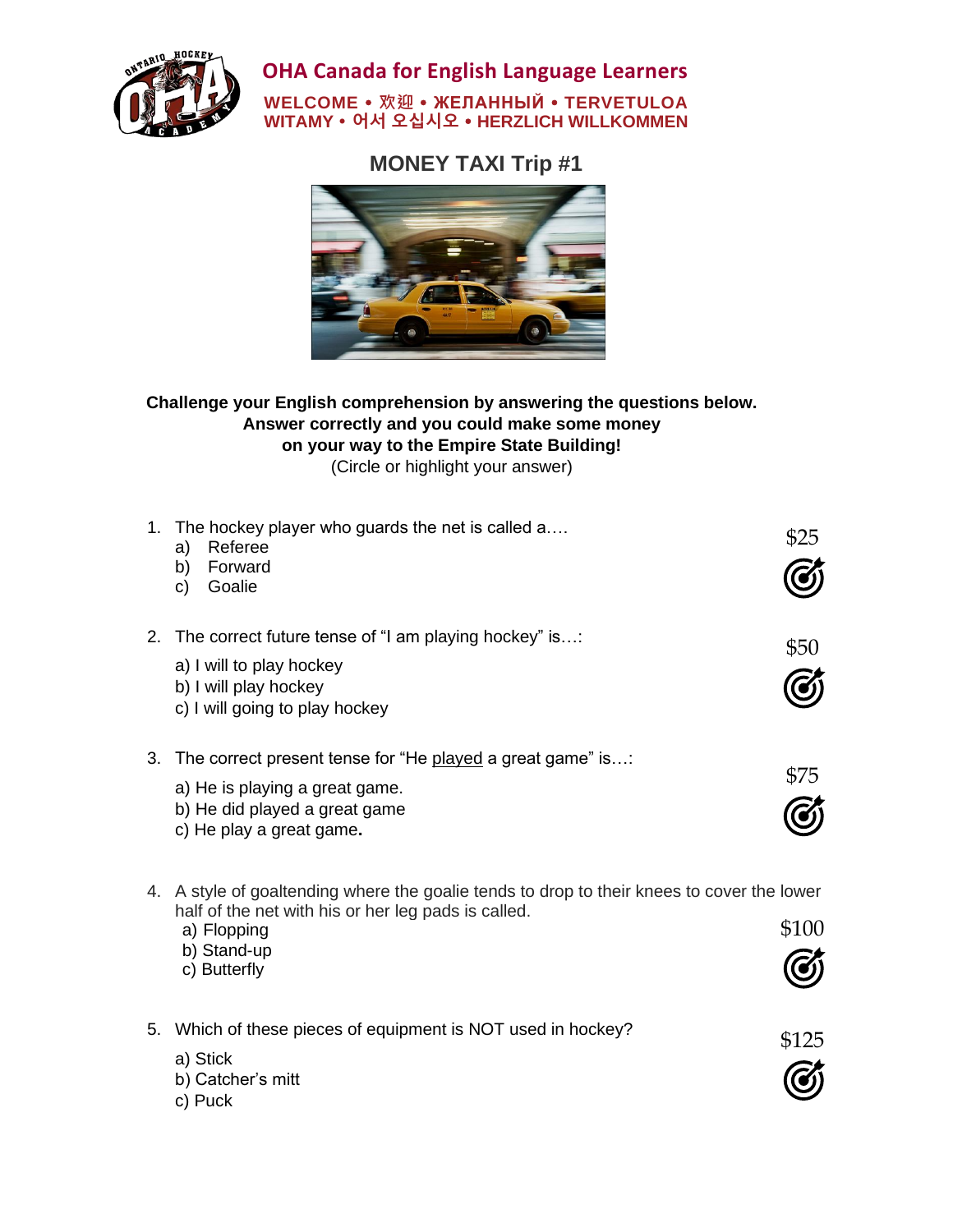# OHA Canada for English Language Learners

**WELCOME • 欢迎 • ЖЕЛАННЫЙ • TERVETULOA**
**WITAMY • 어서 오십시오 • HERZLICH WILLKOMMEN**

## MONEY TAXI Trip #1

**Challenge your English comprehension by answering the questions below.**
**Answer correctly and you could make some money**
**on your way to the Empire State Building!**
(Circle or highlight your answer)

1. The hockey player who guards the net is called a…. — $25
   a) Referee
   b) Forward
   c) Goalie

2. The correct future tense of "I am playing hockey" is…: — $50
   a) I will to play hockey
   b) I will play hockey
   c) I will going to play hockey

3. The correct present tense for "He played a great game" is…: — $75
   a) He is playing a great game.
   b) He did played a great game
   c) He play a great game.

4. A style of goaltending where the goalie tends to drop to their knees to cover the lower half of the net with his or her leg pads is called. — $100
   a) Flopping
   b) Stand-up
   c) Butterfly

5. Which of these pieces of equipment is NOT used in hockey? — $125
   a) Stick
   b) Catcher's mitt
   c) Puck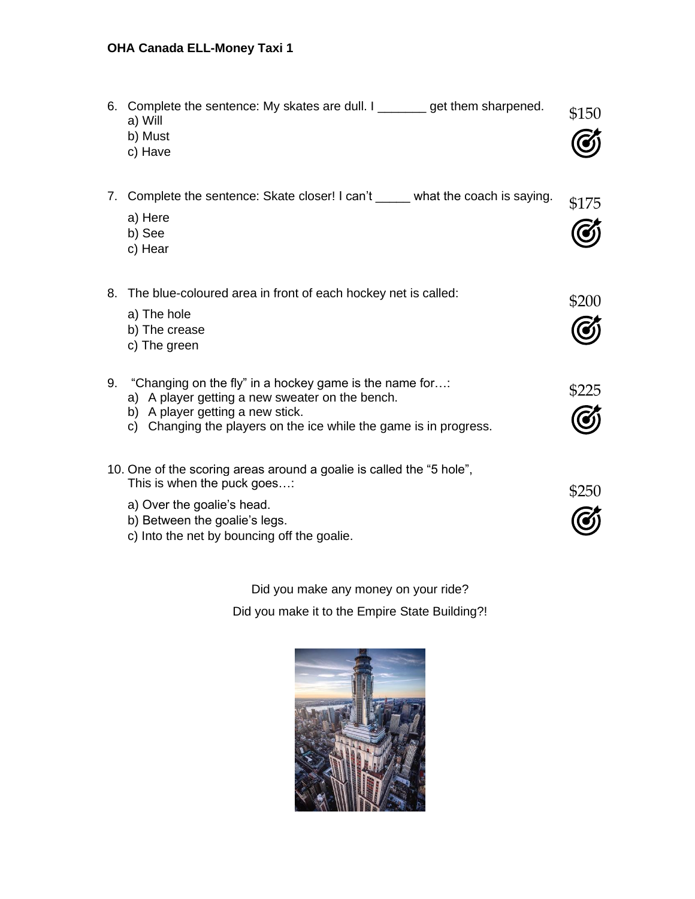6. Complete the sentence: My skates are dull. I _______ get them sharpened. $150
   a) Will
   b) Must
   c) Have

7. Complete the sentence: Skate closer! I can't _____ what the coach is saying. $175
   a) Here
   b) See
   c) Hear

8. The blue-coloured area in front of each hockey net is called: $200
   a) The hole
   b) The crease
   c) The green

9. "Changing on the fly" in a hockey game is the name for…: $225
   a) A player getting a new sweater on the bench.
   b) A player getting a new stick.
   c) Changing the players on the ice while the game is in progress.

10. One of the scoring areas around a goalie is called the "5 hole", This is when the puck goes…: $250
    a) Over the goalie's head.
    b) Between the goalie's legs.
    c) Into the net by bouncing off the goalie.

Did you make any money on your ride?

Did you make it to the Empire State Building?!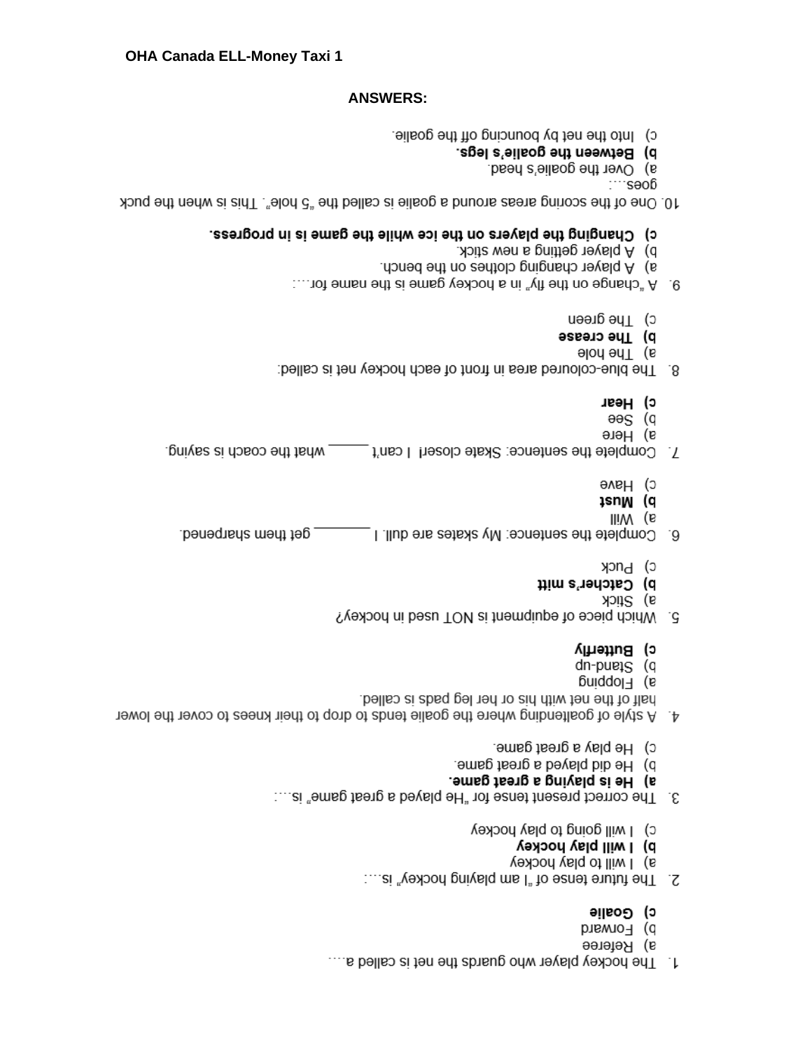**OHA Canada ELL-Money Taxi 1**

**ANSWERS:**

1. The hockey player who guards the net is called a….
   a) Referee
   b) Forward
   **c) Goalie**

2. The future tense of "I am playing hockey" is…:
   a) I will to play hockey
   **b) I will play hockey**
   c) I will going to play hockey

3. The correct present tense for "He played a great game" is…:
   **a) He is playing a great game.**
   b) He did played a great game.
   c) He play a great game.

4. A style of goaltending where the goalie tends to drop to their knees to cover the lower half of the net with his or her leg pads is called:
   a) Flopping
   b) Stand-up
   **c) Butterfly**

5. Which piece of equipment is NOT used in hockey?
   a) Stick
   **b) Catcher's mitt**
   c) Puck

6. Complete the sentence: My skates are dull. I _______ get them sharpened.
   a) Will
   **b) Must**
   c) Have

7. Complete the sentence: Skate closer! I can't _____ what the coach is saying.
   a) Here
   b) See
   **c) Hear**

8. The blue-coloured area in front of each hockey net is called:
   a) The hole
   **b) The crease**
   c) The green

9. A "change on the fly" in a hockey game is the name for….
   a) A player changing clothes on the bench.
   b) A player getting a new stick.
   **c) Changing the players on the ice while the game is in progress.**

10. One of the scoring areas around a goalie is called the "5 hole". This is when the puck goes….:
    a) Over the goalie's head.
    **b) Between the goalie's legs.**
    c) Into the net by bouncing off the goalie.